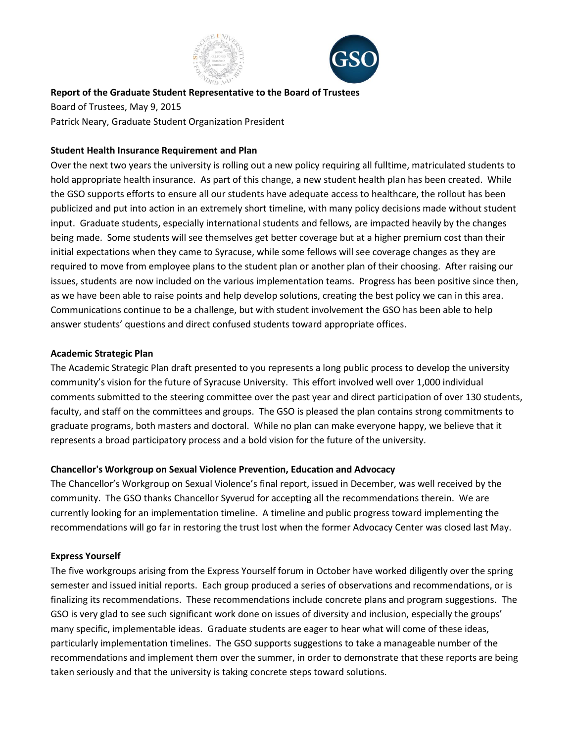**Report of the Graduate Student Representative to the Board of Trustees**

Board of Trustees, May 9, 2015

Patrick Neary, Graduate Student Organization President

**Student Health Insurance Requirement and Plan**

Over the next two years the university is rolling out a new policy requiring all fulltime, matriculated students to hold appropriate health insurance. As part of this change, a new student health plan has been created. While the GSO supports efforts to ensure all our students have adequate access to healthcare, the rollout has been publicized and put into action in an extremely short timeline, with many policy decisions made without student input. Graduate students, especially international students and fellows, are impacted heavily by the changes being made. Some students will see themselves get better coverage but at a higher premium cost than their initial expectations when they came to Syracuse, while some fellows will see coverage changes as they are required to move from employee plans to the student plan or another plan of their choosing. After raising our issues, students are now included on the various implementation teams. Progress has been positive since then, as we have been able to raise points and help develop solutions, creating the best policy we can in this area. Communications continue to be a challenge, but with student involvement the GSO has been able to help answer students' questions and direct confused students toward appropriate offices.

**Academic Strategic Plan**

The Academic Strategic Plan draft presented to you represents a long public process to develop the university community's vision for the future of Syracuse University. This effort involved well over 1,000 individual comments submitted to the steering committee over the past year and direct participation of over 130 students, faculty, and staff on the committees and groups. The GSO is pleased the plan contains strong commitments to graduate programs, both masters and doctoral. While no plan can make everyone happy, we believe that it represents a broad participatory process and a bold vision for the future of the university.

**Chancellor's Workgroup on Sexual Violence Prevention, Education and Advocacy**

The Chancellor's Workgroup on Sexual Violence's final report, issued in December, was well received by the community. The GSO thanks Chancellor Syverud for accepting all the recommendations therein. We are currently looking for an implementation timeline. A timeline and public progress toward implementing the recommendations will go far in restoring the trust lost when the former Advocacy Center was closed last May.

**Express Yourself**

The five workgroups arising from the Express Yourself forum in October have worked diligently over the spring semester and issued initial reports. Each group produced a series of observations and recommendations, or is finalizing its recommendations. These recommendations include concrete plans and program suggestions. The GSO is very glad to see such significant work done on issues of diversity and inclusion, especially the groups' many specific, implementable ideas. Graduate students are eager to hear what will come of these ideas, particularly implementation timelines. The GSO supports suggestions to take a manageable number of the recommendations and implement them over the summer, in order to demonstrate that these reports are being taken seriously and that the university is taking concrete steps toward solutions.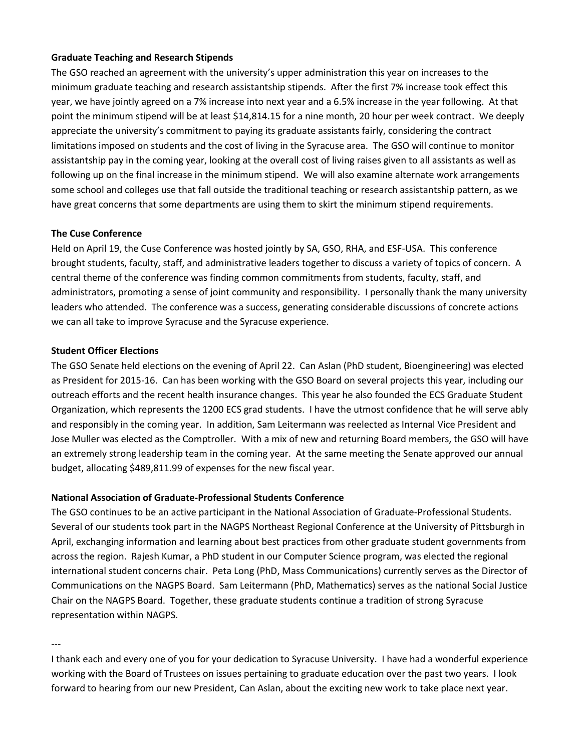**Graduate Teaching and Research Stipends**

The GSO reached an agreement with the university's upper administration this year on increases to the minimum graduate teaching and research assistantship stipends. After the first 7% increase took effect this year, we have jointly agreed on a 7% increase into next year and a 6.5% increase in the year following. At that point the minimum stipend will be at least $14,814.15 for a nine month, 20 hour per week contract. We deeply appreciate the university's commitment to paying its graduate assistants fairly, considering the contract limitations imposed on students and the cost of living in the Syracuse area. The GSO will continue to monitor assistantship pay in the coming year, looking at the overall cost of living raises given to all assistants as well as following up on the final increase in the minimum stipend. We will also examine alternate work arrangements some school and colleges use that fall outside the traditional teaching or research assistantship pattern, as we have great concerns that some departments are using them to skirt the minimum stipend requirements.

**The Cuse Conference**

Held on April 19, the Cuse Conference was hosted jointly by SA, GSO, RHA, and ESF-USA. This conference brought students, faculty, staff, and administrative leaders together to discuss a variety of topics of concern. A central theme of the conference was finding common commitments from students, faculty, staff, and administrators, promoting a sense of joint community and responsibility. I personally thank the many university leaders who attended. The conference was a success, generating considerable discussions of concrete actions we can all take to improve Syracuse and the Syracuse experience.

**Student Officer Elections**

The GSO Senate held elections on the evening of April 22. Can Aslan (PhD student, Bioengineering) was elected as President for 2015-16. Can has been working with the GSO Board on several projects this year, including our outreach efforts and the recent health insurance changes. This year he also founded the ECS Graduate Student Organization, which represents the 1200 ECS grad students. I have the utmost confidence that he will serve ably and responsibly in the coming year. In addition, Sam Leitermann was reelected as Internal Vice President and Jose Muller was elected as the Comptroller. With a mix of new and returning Board members, the GSO will have an extremely strong leadership team in the coming year. At the same meeting the Senate approved our annual budget, allocating $489,811.99 of expenses for the new fiscal year.

**National Association of Graduate-Professional Students Conference**

The GSO continues to be an active participant in the National Association of Graduate-Professional Students. Several of our students took part in the NAGPS Northeast Regional Conference at the University of Pittsburgh in April, exchanging information and learning about best practices from other graduate student governments from across the region. Rajesh Kumar, a PhD student in our Computer Science program, was elected the regional international student concerns chair. Peta Long (PhD, Mass Communications) currently serves as the Director of Communications on the NAGPS Board. Sam Leitermann (PhD, Mathematics) serves as the national Social Justice Chair on the NAGPS Board. Together, these graduate students continue a tradition of strong Syracuse representation within NAGPS.

---

I thank each and every one of you for your dedication to Syracuse University. I have had a wonderful experience working with the Board of Trustees on issues pertaining to graduate education over the past two years. I look forward to hearing from our new President, Can Aslan, about the exciting new work to take place next year.